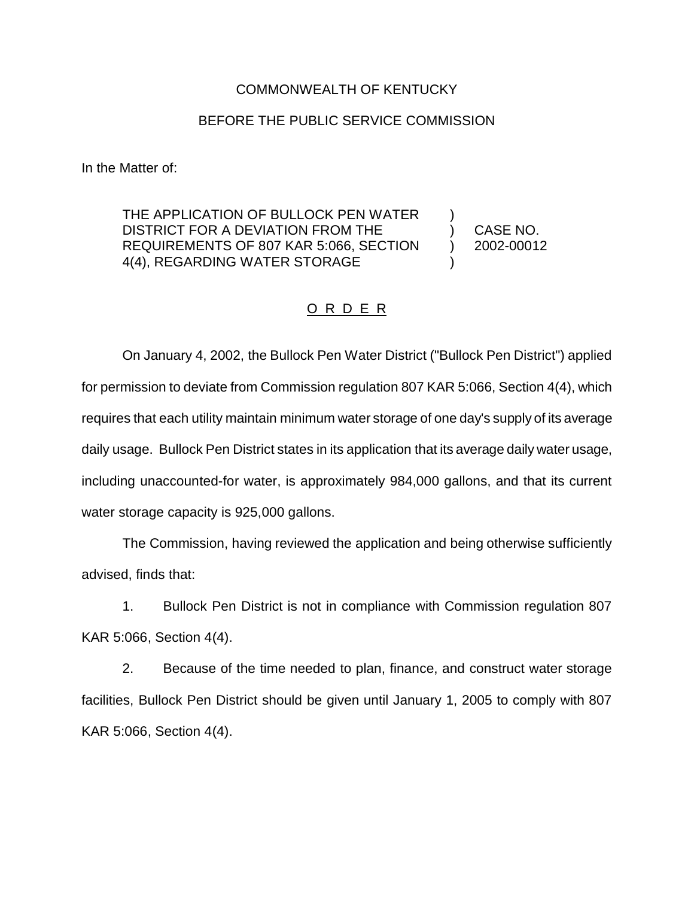COMMONWEALTH OF KENTUCKY

BEFORE THE PUBLIC SERVICE COMMISSION

In the Matter of:

| | | |
|---|---|---|
| THE APPLICATION OF BULLOCK PEN WATER DISTRICT FOR A DEVIATION FROM THE REQUIREMENTS OF 807 KAR 5:066, SECTION 4(4), REGARDING WATER STORAGE | ) ) ) ) | CASE NO. 2002-00012 |

O R D E R

On January 4, 2002, the Bullock Pen Water District ("Bullock Pen District") applied for permission to deviate from Commission regulation 807 KAR 5:066, Section 4(4), which requires that each utility maintain minimum water storage of one day's supply of its average daily usage. Bullock Pen District states in its application that its average daily water usage, including unaccounted-for water, is approximately 984,000 gallons, and that its current water storage capacity is 925,000 gallons.

The Commission, having reviewed the application and being otherwise sufficiently advised, finds that:

1. Bullock Pen District is not in compliance with Commission regulation 807 KAR 5:066, Section 4(4).

2. Because of the time needed to plan, finance, and construct water storage facilities, Bullock Pen District should be given until January 1, 2005 to comply with 807 KAR 5:066, Section 4(4).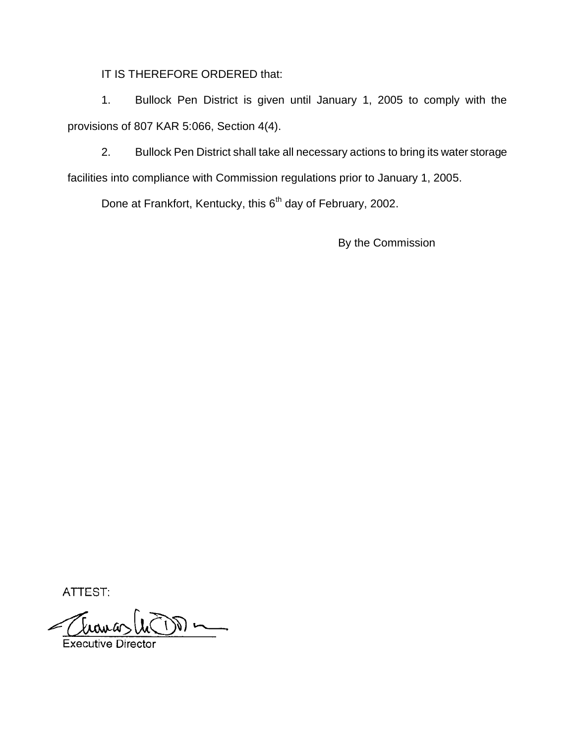IT IS THEREFORE ORDERED that:

1. Bullock Pen District is given until January 1, 2005 to comply with the provisions of 807 KAR 5:066, Section 4(4).

2. Bullock Pen District shall take all necessary actions to bring its water storage facilities into compliance with Commission regulations prior to January 1, 2005.

Done at Frankfort, Kentucky, this 6th day of February, 2002.

By the Commission

ATTEST:

Executive Director